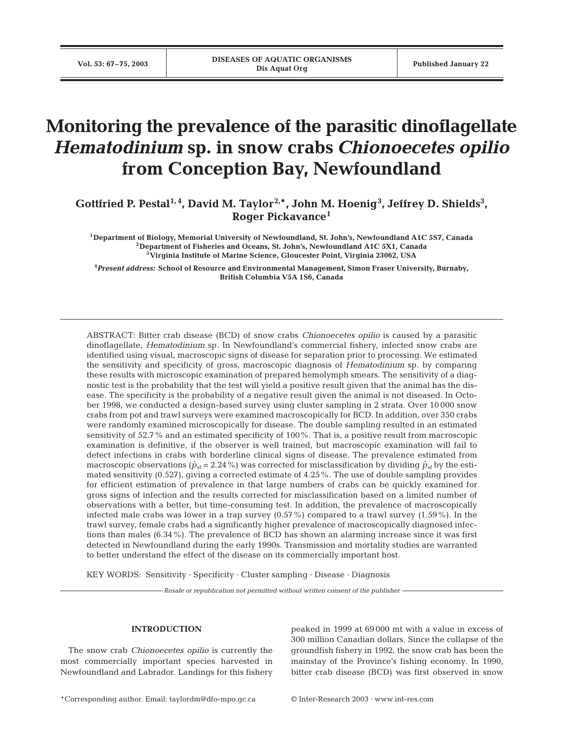# Monitoring the prevalence of the parasitic dinoflagellate *Hematodinium* sp. in snow crabs *Chionoecetes opilio* from Conception Bay, Newfoundland

**Gottfried P. Pestal[1,4], David M. Taylor[2,*], John M. Hoenig[3], Jeffrey D. Shields[3], Roger Pickavance[1]**

[1]Department of Biology, Memorial University of Newfoundland, St. John's, Newfoundland A1C 5S7, Canada
[2]Department of Fisheries and Oceans, St. John's, Newfoundland A1C 5X1, Canada
[3]Virginia Institute of Marine Science, Gloucester Point, Virginia 23062, USA

[4]*Present address:* School of Resource and Environmental Management, Simon Fraser University, Burnaby, British Columbia V5A 1S6, Canada

ABSTRACT: Bitter crab disease (BCD) of snow crabs *Chionoecetes opilio* is caused by a parasitic dinoflagellate, *Hematodinium* sp. In Newfoundland's commercial fishery, infected snow crabs are identified using visual, macroscopic signs of disease for separation prior to processing. We estimated the sensitivity and specificity of gross, macroscopic diagnosis of *Hematodinium* sp. by comparing these results with microscopic examination of prepared hemolymph smears. The sensitivity of a diagnostic test is the probability that the test will yield a positive result given that the animal has the disease. The specificity is the probability of a negative result given the animal is not diseased. In October 1998, we conducted a design-based survey using cluster sampling in 2 strata. Over 10 000 snow crabs from pot and trawl surveys were examined macroscopically for BCD. In addition, over 350 crabs were randomly examined microscopically for disease. The double sampling resulted in an estimated sensitivity of 52.7% and an estimated specificity of 100%. That is, a positive result from macroscopic examination is definitive, if the observer is well trained, but macroscopic examination will fail to detect infections in crabs with borderline clinical signs of disease. The prevalence estimated from macroscopic observations ($\hat{p}_{st}$ = 2.24%) was corrected for misclassification by dividing $\hat{p}_{st}$ by the estimated sensitivity (0.527), giving a corrected estimate of 4.25%. The use of double sampling provides for efficient estimation of prevalence in that large numbers of crabs can be quickly examined for gross signs of infection and the results corrected for misclassification based on a limited number of observations with a better, but time-consuming test. In addition, the prevalence of macroscopically infected male crabs was lower in a trap survey (0.57%) compared to a trawl survey (1.59%). In the trawl survey, female crabs had a significantly higher prevalence of macroscopically diagnosed infections than males (6.34%). The prevalence of BCD has shown an alarming increase since it was first detected in Newfoundland during the early 1990s. Transmission and mortality studies are warranted to better understand the effect of the disease on its commercially important host.

KEY WORDS: Sensitivity · Specificity · Cluster sampling · Disease · Diagnosis

*Resale or republication not permitted without written consent of the publisher*

## INTRODUCTION

The snow crab *Chionoecetes opilio* is currently the most commercially important species harvested in Newfoundland and Labrador. Landings for this fishery peaked in 1999 at 69 000 mt with a value in excess of 300 million Canadian dollars. Since the collapse of the groundfish fishery in 1992, the snow crab has been the mainstay of the Province's fishing economy. In 1990, bitter crab disease (BCD) was first observed in snow

*Corresponding author. Email: taylordm@dfo-mpo.gc.ca

© Inter-Research 2003 · www.int-res.com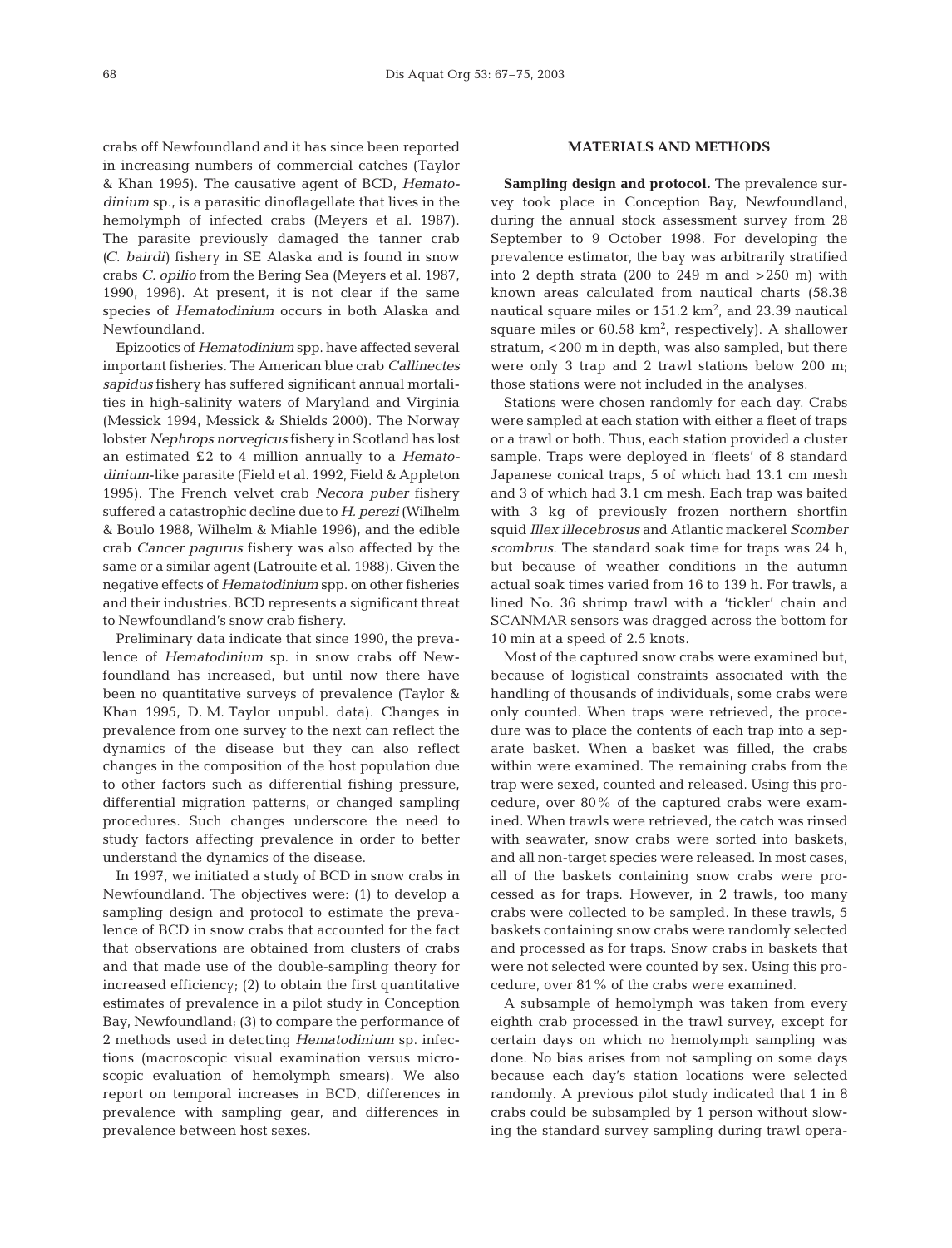crabs off Newfoundland and it has since been reported in increasing numbers of commercial catches (Taylor & Khan 1995). The causative agent of BCD, *Hematodinium* sp., is a parasitic dinoflagellate that lives in the hemolymph of infected crabs (Meyers et al. 1987). The parasite previously damaged the tanner crab (*C. bairdi*) fishery in SE Alaska and is found in snow crabs *C. opilio* from the Bering Sea (Meyers et al. 1987, 1990, 1996). At present, it is not clear if the same species of *Hematodinium* occurs in both Alaska and Newfoundland.

Epizootics of *Hematodinium* spp. have affected several important fisheries. The American blue crab *Callinectes sapidus* fishery has suffered significant annual mortalities in high-salinity waters of Maryland and Virginia (Messick 1994, Messick & Shields 2000). The Norway lobster *Nephrops norvegicus* fishery in Scotland has lost an estimated £2 to 4 million annually to a *Hematodinium*-like parasite (Field et al. 1992, Field & Appleton 1995). The French velvet crab *Necora puber* fishery suffered a catastrophic decline due to *H. perezi* (Wilhelm & Boulo 1988, Wilhelm & Miahle 1996), and the edible crab *Cancer pagurus* fishery was also affected by the same or a similar agent (Latrouite et al. 1988). Given the negative effects of *Hematodinium* spp. on other fisheries and their industries, BCD represents a significant threat to Newfoundland's snow crab fishery.

Preliminary data indicate that since 1990, the prevalence of *Hematodinium* sp. in snow crabs off Newfoundland has increased, but until now there have been no quantitative surveys of prevalence (Taylor & Khan 1995, D. M. Taylor unpubl. data). Changes in prevalence from one survey to the next can reflect the dynamics of the disease but they can also reflect changes in the composition of the host population due to other factors such as differential fishing pressure, differential migration patterns, or changed sampling procedures. Such changes underscore the need to study factors affecting prevalence in order to better understand the dynamics of the disease.

In 1997, we initiated a study of BCD in snow crabs in Newfoundland. The objectives were: (1) to develop a sampling design and protocol to estimate the prevalence of BCD in snow crabs that accounted for the fact that observations are obtained from clusters of crabs and that made use of the double-sampling theory for increased efficiency; (2) to obtain the first quantitative estimates of prevalence in a pilot study in Conception Bay, Newfoundland; (3) to compare the performance of 2 methods used in detecting *Hematodinium* sp. infections (macroscopic visual examination versus microscopic evaluation of hemolymph smears). We also report on temporal increases in BCD, differences in prevalence with sampling gear, and differences in prevalence between host sexes.

## MATERIALS AND METHODS

**Sampling design and protocol.** The prevalence survey took place in Conception Bay, Newfoundland, during the annual stock assessment survey from 28 September to 9 October 1998. For developing the prevalence estimator, the bay was arbitrarily stratified into 2 depth strata (200 to 249 m and >250 m) with known areas calculated from nautical charts (58.38 nautical square miles or 151.2 km$^2$, and 23.39 nautical square miles or 60.58 km$^2$, respectively). A shallower stratum, <200 m in depth, was also sampled, but there were only 3 trap and 2 trawl stations below 200 m; those stations were not included in the analyses.

Stations were chosen randomly for each day. Crabs were sampled at each station with either a fleet of traps or a trawl or both. Thus, each station provided a cluster sample. Traps were deployed in 'fleets' of 8 standard Japanese conical traps, 5 of which had 13.1 cm mesh and 3 of which had 3.1 cm mesh. Each trap was baited with 3 kg of previously frozen northern shortfin squid *Illex illecebrosus* and Atlantic mackerel *Scomber scombrus*. The standard soak time for traps was 24 h, but because of weather conditions in the autumn actual soak times varied from 16 to 139 h. For trawls, a lined No. 36 shrimp trawl with a 'tickler' chain and SCANMAR sensors was dragged across the bottom for 10 min at a speed of 2.5 knots.

Most of the captured snow crabs were examined but, because of logistical constraints associated with the handling of thousands of individuals, some crabs were only counted. When traps were retrieved, the procedure was to place the contents of each trap into a separate basket. When a basket was filled, the crabs within were examined. The remaining crabs from the trap were sexed, counted and released. Using this procedure, over 80% of the captured crabs were examined. When trawls were retrieved, the catch was rinsed with seawater, snow crabs were sorted into baskets, and all non-target species were released. In most cases, all of the baskets containing snow crabs were processed as for traps. However, in 2 trawls, too many crabs were collected to be sampled. In these trawls, 5 baskets containing snow crabs were randomly selected and processed as for traps. Snow crabs in baskets that were not selected were counted by sex. Using this procedure, over 81% of the crabs were examined.

A subsample of hemolymph was taken from every eighth crab processed in the trawl survey, except for certain days on which no hemolymph sampling was done. No bias arises from not sampling on some days because each day's station locations were selected randomly. A previous pilot study indicated that 1 in 8 crabs could be subsampled by 1 person without slowing the standard survey sampling during trawl opera-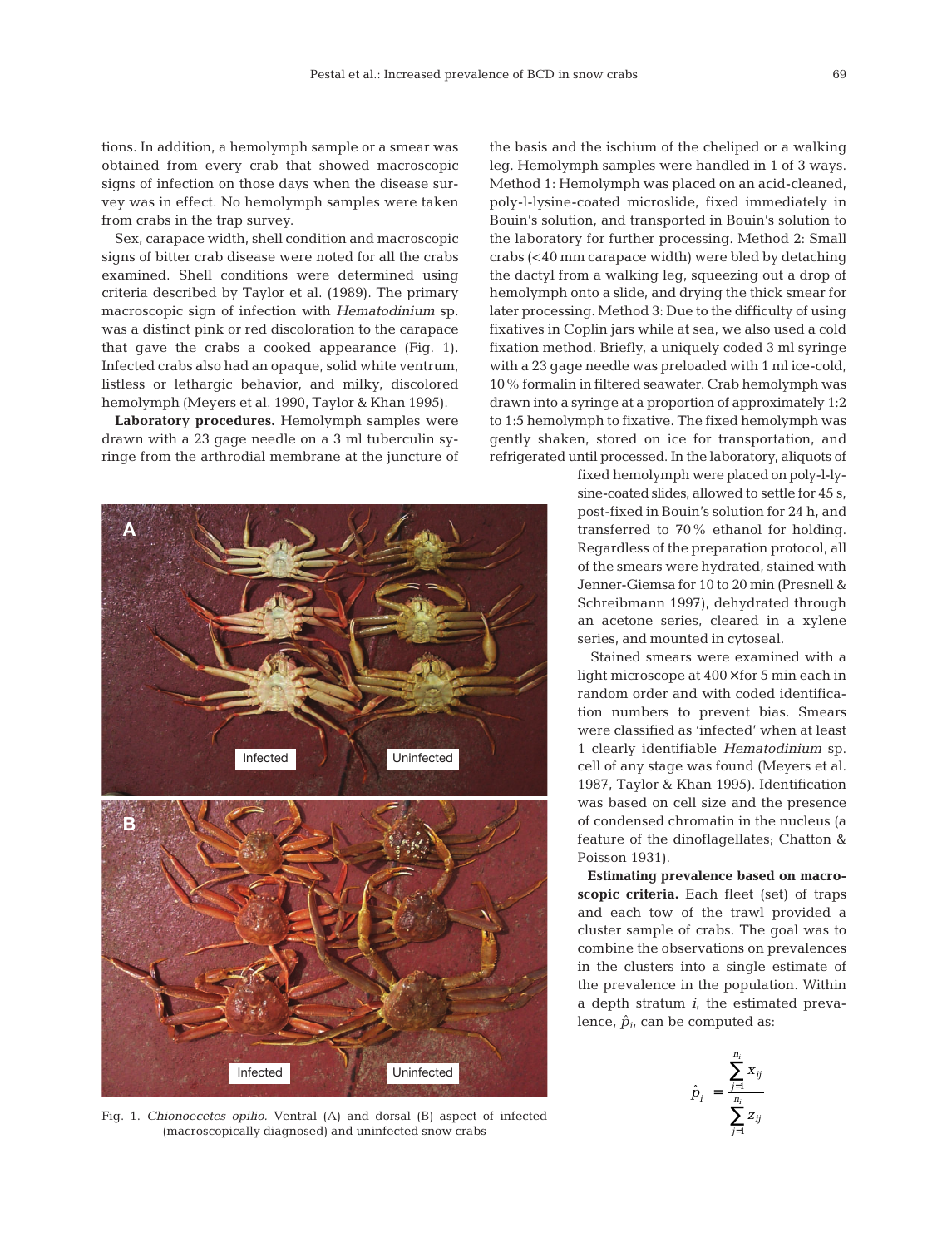tions. In addition, a hemolymph sample or a smear was obtained from every crab that showed macroscopic signs of infection on those days when the disease survey was in effect. No hemolymph samples were taken from crabs in the trap survey.

Sex, carapace width, shell condition and macroscopic signs of bitter crab disease were noted for all the crabs examined. Shell conditions were determined using criteria described by Taylor et al. (1989). The primary macroscopic sign of infection with *Hematodinium* sp. was a distinct pink or red discoloration to the carapace that gave the crabs a cooked appearance (Fig. 1). Infected crabs also had an opaque, solid white ventrum, listless or lethargic behavior, and milky, discolored hemolymph (Meyers et al. 1990, Taylor & Khan 1995).

**Laboratory procedures.** Hemolymph samples were drawn with a 23 gage needle on a 3 ml tuberculin syringe from the arthrodial membrane at the juncture of the basis and the ischium of the cheliped or a walking leg. Hemolymph samples were handled in 1 of 3 ways. Method 1: Hemolymph was placed on an acid-cleaned, poly-l-lysine-coated microslide, fixed immediately in Bouin's solution, and transported in Bouin's solution to the laboratory for further processing. Method 2: Small crabs (<40 mm carapace width) were bled by detaching the dactyl from a walking leg, squeezing out a drop of hemolymph onto a slide, and drying the thick smear for later processing. Method 3: Due to the difficulty of using fixatives in Coplin jars while at sea, we also used a cold fixation method. Briefly, a uniquely coded 3 ml syringe with a 23 gage needle was preloaded with 1 ml ice-cold, 10% formalin in filtered seawater. Crab hemolymph was drawn into a syringe at a proportion of approximately 1:2 to 1:5 hemolymph to fixative. The fixed hemolymph was gently shaken, stored on ice for transportation, and refrigerated until processed. In the laboratory, aliquots of fixed hemolymph were placed on poly-l-lysine-coated slides, allowed to settle for 45 s, post-fixed in Bouin's solution for 24 h, and transferred to 70% ethanol for holding. Regardless of the preparation protocol, all of the smears were hydrated, stained with Jenner-Giemsa for 10 to 20 min (Presnell & Schreibmann 1997), dehydrated through an acetone series, cleared in a xylene series, and mounted in cytoseal.

Stained smears were examined with a light microscope at 400× for 5 min each in random order and with coded identification numbers to prevent bias. Smears were classified as 'infected' when at least 1 clearly identifiable *Hematodinium* sp. cell of any stage was found (Meyers et al. 1987, Taylor & Khan 1995). Identification was based on cell size and the presence of condensed chromatin in the nucleus (a feature of the dinoflagellates; Chatton & Poisson 1931).

Fig. 1. *Chionoecetes opilio.* Ventral (A) and dorsal (B) aspect of infected (macroscopically diagnosed) and uninfected snow crabs

**Estimating prevalence based on macroscopic criteria.** Each fleet (set) of traps and each tow of the trawl provided a cluster sample of crabs. The goal was to combine the observations on prevalences in the clusters into a single estimate of the prevalence in the population. Within a depth stratum $i$, the estimated prevalence, $\hat{p}_i$, can be computed as:

$$\hat{p}_i = \frac{\sum_{j=1}^{n_i} x_{ij}}{\sum_{j=1}^{n_i} z_{ij}}$$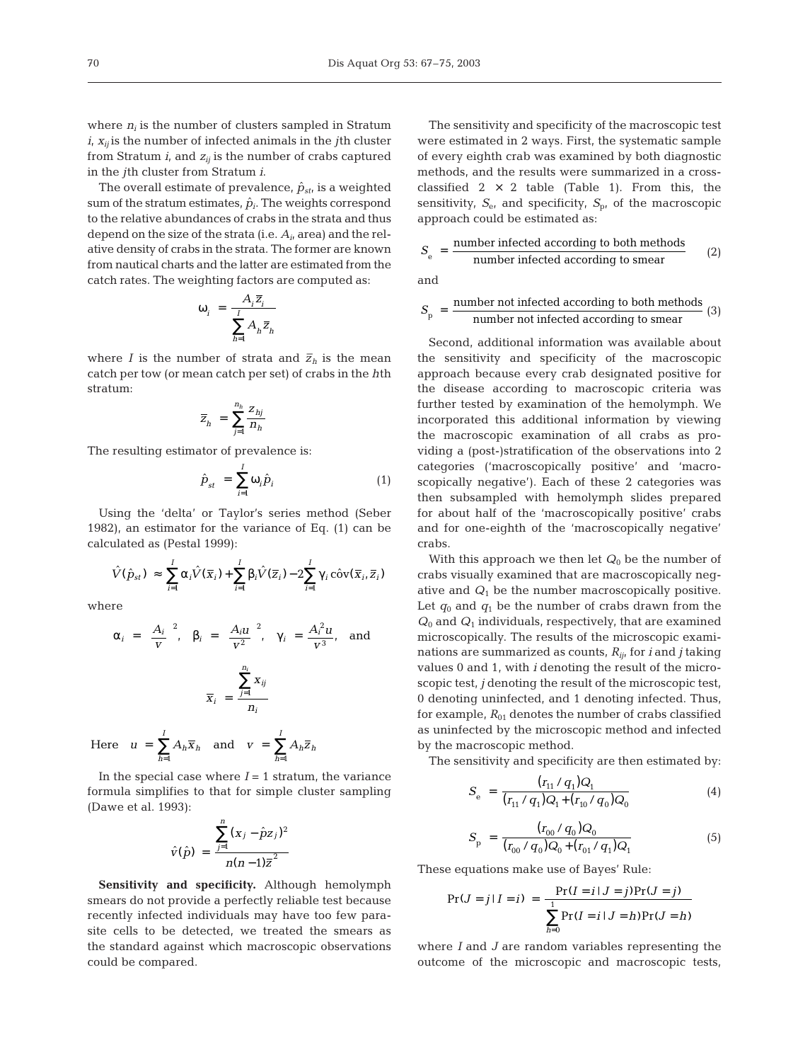where $n_i$ is the number of clusters sampled in Stratum $i$, $x_{ij}$ is the number of infected animals in the $j$th cluster from Stratum $i$, and $z_{ij}$ is the number of crabs captured in the $j$th cluster from Stratum $i$.

The overall estimate of prevalence, $\hat{p}_{st}$, is a weighted sum of the stratum estimates, $\hat{p}_i$. The weights correspond to the relative abundances of crabs in the strata and thus depend on the size of the strata (i.e. $A_i$, area) and the relative density of crabs in the strata. The former are known from nautical charts and the latter are estimated from the catch rates. The weighting factors are computed as:

$$\omega_i = \frac{A_i \bar{z}_i}{\sum_{h=1}^{I} A_h \bar{z}_h}$$

where $I$ is the number of strata and $\bar{z}_h$ is the mean catch per tow (or mean catch per set) of crabs in the $h$th stratum:

$$\bar{z}_h = \sum_{j=1}^{n_h} \frac{z_{hj}}{n_h}$$

The resulting estimator of prevalence is:

$$\hat{p}_{st} = \sum_{i=1}^{I} \omega_i \hat{p}_i \tag{1}$$

Using the 'delta' or Taylor's series method (Seber 1982), an estimator for the variance of Eq. (1) can be calculated as (Pestal 1999):

$$\hat{V}(\hat{p}_{st}) \approx \sum_{i=1}^{I} \alpha_i \hat{V}(\bar{x}_i) + \sum_{i=1}^{I} \beta_i \hat{V}(\bar{z}_i) - 2\sum_{i=1}^{I} \gamma_i \,\hat{\text{cov}}(\bar{x}_i, \bar{z}_i)$$

where

$$\alpha_i = \left(\frac{A_i}{v}\right)^2, \quad \beta_i = \left(\frac{A_i u}{v^2}\right)^2, \quad \gamma_i = \frac{A_i^2 u}{v^3}, \quad \text{and}$$

$$\bar{x}_i = \frac{\sum_{j=1}^{n_i} x_{ij}}{n_i}$$

Here $u = \sum_{h=1}^{I} A_h \bar{x}_h$ and $v = \sum_{h=1}^{I} A_h \bar{z}_h$

In the special case where $I = 1$ stratum, the variance formula simplifies to that for simple cluster sampling (Dawe et al. 1993):

$$\hat{v}(\hat{p}) = \frac{\sum_{j=1}^{n} (x_j - \hat{p} z_j)^2}{n(n-1)\bar{z}^2}$$

**Sensitivity and specificity.** Although hemolymph smears do not provide a perfectly reliable test because recently infected individuals may have too few parasite cells to be detected, we treated the smears as the standard against which macroscopic observations could be compared.

The sensitivity and specificity of the macroscopic test were estimated in 2 ways. First, the systematic sample of every eighth crab was examined by both diagnostic methods, and the results were summarized in a cross-classified 2 × 2 table (Table 1). From this, the sensitivity, $S_e$, and specificity, $S_p$, of the macroscopic approach could be estimated as:

$$S_e = \frac{\text{number infected according to both methods}}{\text{number infected according to smear}} \tag{2}$$

and

$$S_p = \frac{\text{number not infected according to both methods}}{\text{number not infected according to smear}} \tag{3}$$

Second, additional information was available about the sensitivity and specificity of the macroscopic approach because every crab designated positive for the disease according to macroscopic criteria was further tested by examination of the hemolymph. We incorporated this additional information by viewing the macroscopic examination of all crabs as providing a (post-)stratification of the observations into 2 categories ('macroscopically positive' and 'macroscopically negative'). Each of these 2 categories was then subsampled with hemolymph slides prepared for about half of the 'macroscopically positive' crabs and for one-eighth of the 'macroscopically negative' crabs.

With this approach we then let $Q_0$ be the number of crabs visually examined that are macroscopically negative and $Q_1$ be the number macroscopically positive. Let $q_0$ and $q_1$ be the number of crabs drawn from the $Q_0$ and $Q_1$ individuals, respectively, that are examined microscopically. The results of the microscopic examinations are summarized as counts, $R_{ij}$, for $i$ and $j$ taking values 0 and 1, with $i$ denoting the result of the microscopic test, $j$ denoting the result of the microscopic test, 0 denoting uninfected, and 1 denoting infected. Thus, for example, $R_{01}$ denotes the number of crabs classified as uninfected by the microscopic method and infected by the macroscopic method.

The sensitivity and specificity are then estimated by:

$$S_e = \frac{(r_{11}/q_1)Q_1}{(r_{11}/q_1)Q_1 + (r_{10}/q_0)Q_0} \tag{4}$$

$$S_p = \frac{(r_{00}/q_0)Q_0}{(r_{00}/q_0)Q_0 + (r_{01}/q_1)Q_1} \tag{5}$$

These equations make use of Bayes' Rule:

$$\Pr(J = j \mid I = i) = \frac{\Pr(I = i \mid J = j)\Pr(J = j)}{\sum_{h=0}^{1} \Pr(I = i \mid J = h)\Pr(J = h)}$$

where $I$ and $J$ are random variables representing the outcome of the microscopic and macroscopic tests,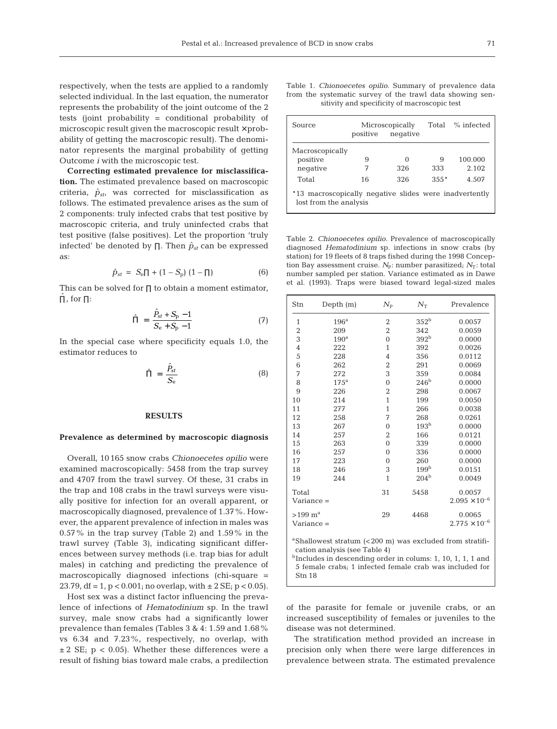respectively, when the tests are applied to a randomly selected individual. In the last equation, the numerator represents the probability of the joint outcome of the 2 tests (joint probability = conditional probability of microscopic result given the macroscopic result × probability of getting the macroscopic result). The denominator represents the marginal probability of getting Outcome *i* with the microscopic test.

**Correcting estimated prevalence for misclassification.** The estimated prevalence based on macroscopic criteria, $\hat{p}_{st}$, was corrected for misclassification as follows. The estimated prevalence arises as the sum of 2 components: truly infected crabs that test positive by macroscopic criteria, and truly uninfected crabs that test positive (false positives). Let the proportion 'truly infected' be denoted by $\Pi$. Then $\hat{p}_{st}$ can be expressed as:

$$\hat{p}_{st} = S_e \Pi + (1 - S_p)(1 - \Pi) \tag{6}$$

This can be solved for $\Pi$ to obtain a moment estimator, $\hat{\Pi}$, for $\Pi$:

$$\hat{\Pi} = \frac{\hat{P}_{st} + S_p - 1}{S_e + S_p - 1} \tag{7}$$

In the special case where specificity equals 1.0, the estimator reduces to

$$\hat{\Pi} = \frac{\hat{P}_{st}}{S_e} \tag{8}$$

## RESULTS

### Prevalence as determined by macroscopic diagnosis

Overall, 10165 snow crabs *Chionoecetes opilio* were examined macroscopically: 5458 from the trap survey and 4707 from the trawl survey. Of these, 31 crabs in the trap and 108 crabs in the trawl surveys were visually positive for infection for an overall apparent, or macroscopically diagnosed, prevalence of 1.37%. However, the apparent prevalence of infection in males was 0.57% in the trap survey (Table 2) and 1.59% in the trawl survey (Table 3), indicating significant differences between survey methods (i.e. trap bias for adult males) in catching and predicting the prevalence of macroscopically diagnosed infections (chi-square = 23.79, df = 1, $p < 0.001$; no overlap, with ± 2 SE; $p < 0.05$).

Host sex was a distinct factor influencing the prevalence of infections of *Hematodinium* sp. In the trawl survey, male snow crabs had a significantly lower prevalence than females (Tables 3 & 4: 1.59 and 1.68% vs 6.34 and 7.23%, respectively, no overlap, with ± 2 SE; $p < 0.05$). Whether these differences were a result of fishing bias toward male crabs, a predilection of the parasite for female or juvenile crabs, or an increased susceptibility of females or juveniles to the disease was not determined.

The stratification method provided an increase in precision only when there were large differences in prevalence between strata. The estimated prevalence

Table 1. *Chionoecetes opilio*. Summary of prevalence data from the systematic survey of the trawl data showing sensitivity and specificity of macroscopic test

| Source | Microscopically positive | Microscopically negative | Total | % infected |
|---|---|---|---|---|
| Macroscopically | | | | |
| positive | 9 | 0 | 9 | 100.000 |
| negative | 7 | 326 | 333 | 2.102 |
| Total | 16 | 326 | 355* | 4.507 |

*13 macroscopically negative slides were inadvertently lost from the analysis

Table 2. *Chionoecetes opilio*. Prevalence of macroscopically diagnosed *Hematodinium* sp. infections in snow crabs (by station) for 19 fleets of 8 traps fished during the 1998 Conception Bay assessment cruise. $N_P$: number parasitized; $N_T$: total number sampled per station. Variance estimated as in Dawe et al. (1993). Traps were biased toward legal-sized males

| Stn | Depth (m) | $N_P$ | $N_T$ | Prevalence |
|---|---|---|---|---|
| 1 | 196[a] | 2 | 352[b] | 0.0057 |
| 2 | 209 | 2 | 342 | 0.0059 |
| 3 | 190[a] | 0 | 392[b] | 0.0000 |
| 4 | 222 | 1 | 392 | 0.0026 |
| 5 | 228 | 4 | 356 | 0.0112 |
| 6 | 262 | 2 | 291 | 0.0069 |
| 7 | 272 | 3 | 359 | 0.0084 |
| 8 | 175[a] | 0 | 246[b] | 0.0000 |
| 9 | 226 | 2 | 298 | 0.0067 |
| 10 | 214 | 1 | 199 | 0.0050 |
| 11 | 277 | 1 | 266 | 0.0038 |
| 12 | 258 | 7 | 268 | 0.0261 |
| 13 | 267 | 0 | 193[b] | 0.0000 |
| 14 | 257 | 2 | 166 | 0.0121 |
| 15 | 263 | 0 | 339 | 0.0000 |
| 16 | 257 | 0 | 336 | 0.0000 |
| 17 | 223 | 0 | 260 | 0.0000 |
| 18 | 246 | 3 | 199[b] | 0.0151 |
| 19 | 244 | 1 | 204[b] | 0.0049 |
| Total | | 31 | 5458 | 0.0057 |
| Variance = | | | | $2.095 \times 10^{-6}$ |
| >199 m[a] | | 29 | 4468 | 0.0065 |
| Variance = | | | | $2.775 \times 10^{-6}$ |

[a]Shallowest stratum (<200 m) was excluded from stratification analysis (see Table 4)
[b]Includes in descending order in colums: 1, 10, 1, 1, 1 and 5 female crabs; 1 infected female crab was included for Stn 18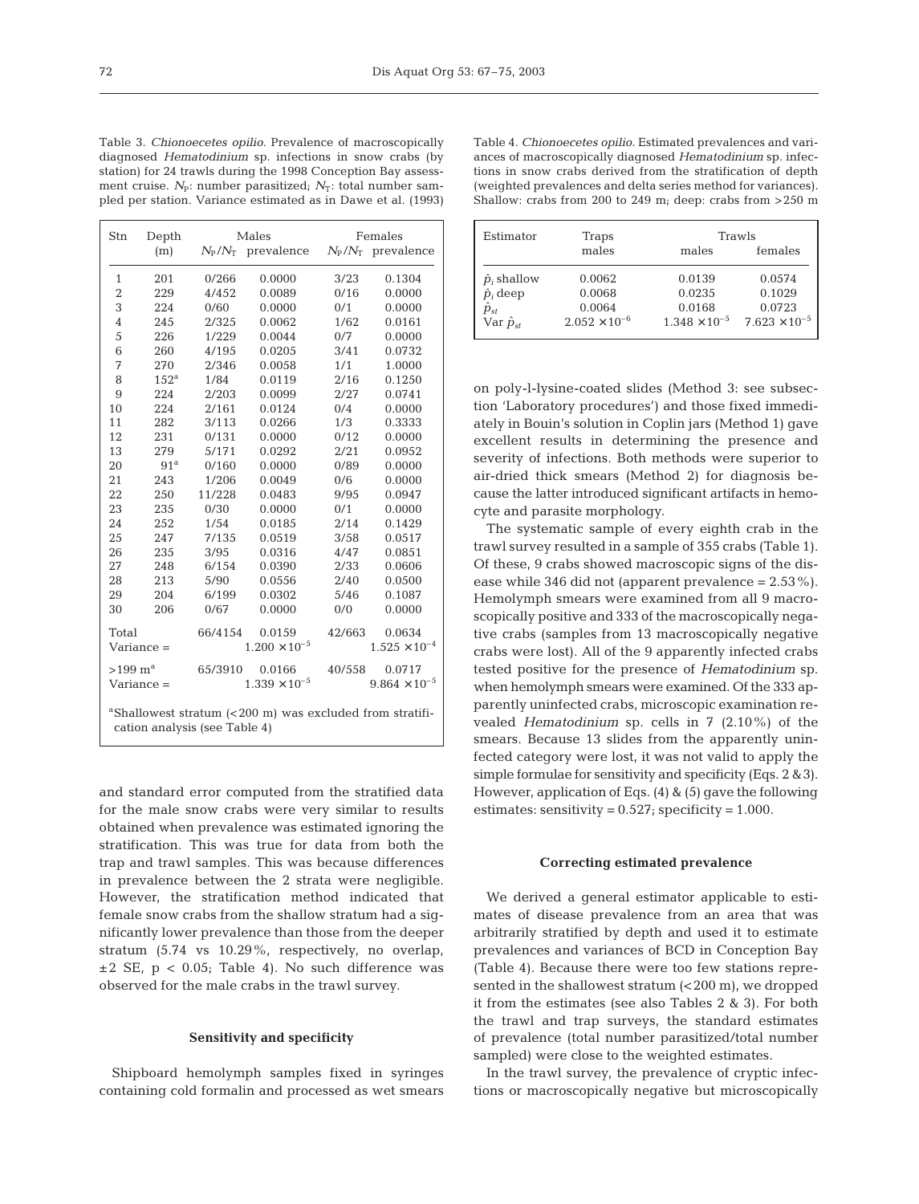Table 3. *Chionoecetes opilio*. Prevalence of macroscopically diagnosed *Hematodinium* sp. infections in snow crabs (by station) for 24 trawls during the 1998 Conception Bay assessment cruise. $N_P$: number parasitized; $N_T$: total number sampled per station. Variance estimated as in Dawe et al. (1993)

| Stn | Depth (m) | Males $N_P/N_T$ | Males prevalence | Females $N_P/N_T$ | Females prevalence |
|---|---|---|---|---|---|
| 1 | 201 | 0/266 | 0.0000 | 3/23 | 0.1304 |
| 2 | 229 | 4/452 | 0.0089 | 0/16 | 0.0000 |
| 3 | 224 | 0/60 | 0.0000 | 0/1 | 0.0000 |
| 4 | 245 | 2/325 | 0.0062 | 1/62 | 0.0161 |
| 5 | 226 | 1/229 | 0.0044 | 0/7 | 0.0000 |
| 6 | 260 | 4/195 | 0.0205 | 3/41 | 0.0732 |
| 7 | 270 | 2/346 | 0.0058 | 1/1 | 1.0000 |
| 8 | 152[a] | 1/84 | 0.0119 | 2/16 | 0.1250 |
| 9 | 224 | 2/203 | 0.0099 | 2/27 | 0.0741 |
| 10 | 224 | 2/161 | 0.0124 | 0/4 | 0.0000 |
| 11 | 282 | 3/113 | 0.0266 | 1/3 | 0.3333 |
| 12 | 231 | 0/131 | 0.0000 | 0/12 | 0.0000 |
| 13 | 279 | 5/171 | 0.0292 | 2/21 | 0.0952 |
| 20 | 91[a] | 0/160 | 0.0000 | 0/89 | 0.0000 |
| 21 | 243 | 1/206 | 0.0049 | 0/6 | 0.0000 |
| 22 | 250 | 11/228 | 0.0483 | 9/95 | 0.0947 |
| 23 | 235 | 0/30 | 0.0000 | 0/1 | 0.0000 |
| 24 | 252 | 1/54 | 0.0185 | 2/14 | 0.1429 |
| 25 | 247 | 7/135 | 0.0519 | 3/58 | 0.0517 |
| 26 | 235 | 3/95 | 0.0316 | 4/47 | 0.0851 |
| 27 | 248 | 6/154 | 0.0390 | 2/33 | 0.0606 |
| 28 | 213 | 5/90 | 0.0556 | 2/40 | 0.0500 |
| 29 | 204 | 6/199 | 0.0302 | 5/46 | 0.1087 |
| 30 | 206 | 0/67 | 0.0000 | 0/0 | 0.0000 |
| Total | | 66/4154 | 0.0159 | 42/663 | 0.0634 |
| Variance = | | | $1.200 \times 10^{-5}$ | | $1.525 \times 10^{-4}$ |
| >199 m[a] | | 65/3910 | 0.0166 | 40/558 | 0.0717 |
| Variance = | | | $1.339 \times 10^{-5}$ | | $9.864 \times 10^{-5}$ |

[a]Shallowest stratum (<200 m) was excluded from stratification analysis (see Table 4)

Table 4. *Chionoecetes opilio*. Estimated prevalences and variances of macroscopically diagnosed *Hematodinium* sp. infections in snow crabs derived from the stratification of depth (weighted prevalences and delta series method for variances). Shallow: crabs from 200 to 249 m; deep: crabs from >250 m

| Estimator | Traps males | Trawls males | Trawls females |
|---|---|---|---|
| $\hat{p}_i$ shallow | 0.0062 | 0.0139 | 0.0574 |
| $\hat{p}_i$ deep | 0.0068 | 0.0235 | 0.1029 |
| $\hat{p}_{st}$ | 0.0064 | 0.0168 | 0.0723 |
| Var $\hat{p}_{st}$ | $2.052 \times 10^{-6}$ | $1.348 \times 10^{-5}$ | $7.623 \times 10^{-5}$ |

and standard error computed from the stratified data for the male snow crabs were very similar to results obtained when prevalence was estimated ignoring the stratification. This was true for data from both the trap and trawl samples. This was because differences in prevalence between the 2 strata were negligible. However, the stratification method indicated that female snow crabs from the shallow stratum had a significantly lower prevalence than those from the deeper stratum (5.74 vs 10.29%, respectively, no overlap, ±2 SE, $p < 0.05$; Table 4). No such difference was observed for the male crabs in the trawl survey.

### Sensitivity and specificity

Shipboard hemolymph samples fixed in syringes containing cold formalin and processed as wet smears on poly-l-lysine-coated slides (Method 3: see subsection 'Laboratory procedures') and those fixed immediately in Bouin's solution in Coplin jars (Method 1) gave excellent results in determining the presence and severity of infections. Both methods were superior to air-dried thick smears (Method 2) for diagnosis because the latter introduced significant artifacts in hemocyte and parasite morphology.

The systematic sample of every eighth crab in the trawl survey resulted in a sample of 355 crabs (Table 1). Of these, 9 crabs showed macroscopic signs of the disease while 346 did not (apparent prevalence = 2.53%). Hemolymph smears were examined from all 9 macroscopically positive and 333 of the macroscopically negative crabs (samples from 13 macroscopically negative crabs were lost). All of the 9 apparently infected crabs tested positive for the presence of *Hematodinium* sp. when hemolymph smears were examined. Of the 333 apparently uninfected crabs, microscopic examination revealed *Hematodinium* sp. cells in 7 (2.10%) of the smears. Because 13 slides from the apparently uninfected category were lost, it was not valid to apply the simple formulae for sensitivity and specificity (Eqs. 2 & 3). However, application of Eqs. (4) & (5) gave the following estimates: sensitivity = 0.527; specificity = 1.000.

### Correcting estimated prevalence

We derived a general estimator applicable to estimates of disease prevalence from an area that was arbitrarily stratified by depth and used it to estimate prevalences and variances of BCD in Conception Bay (Table 4). Because there were too few stations represented in the shallowest stratum (<200 m), we dropped it from the estimates (see also Tables 2 & 3). For both the trawl and trap surveys, the standard estimates of prevalence (total number parasitized/total number sampled) were close to the weighted estimates.

In the trawl survey, the prevalence of cryptic infections or macroscopically negative but microscopically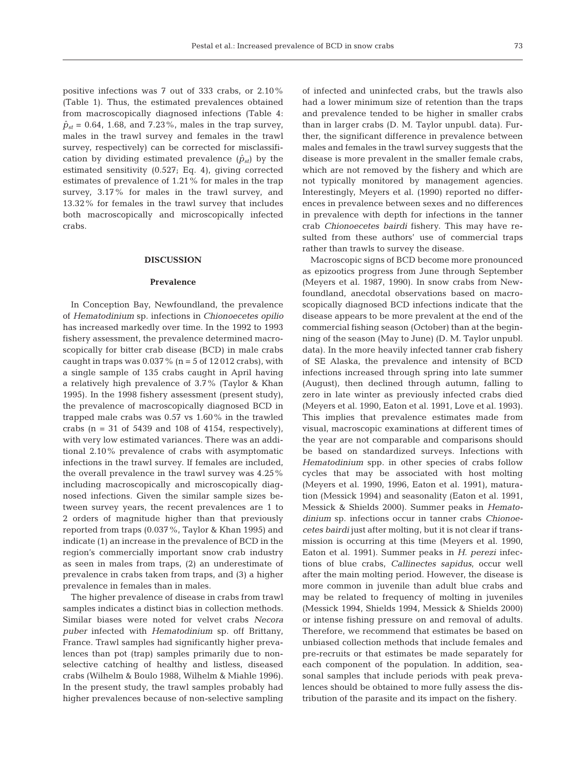positive infections was 7 out of 333 crabs, or 2.10% (Table 1). Thus, the estimated prevalences obtained from macroscopically diagnosed infections (Table 4: $\hat{p}_{st}$ = 0.64, 1.68, and 7.23%, males in the trap survey, males in the trawl survey and females in the trawl survey, respectively) can be corrected for misclassification by dividing estimated prevalence ($\hat{p}_{st}$) by the estimated sensitivity (0.527; Eq. 4), giving corrected estimates of prevalence of 1.21% for males in the trap survey, 3.17% for males in the trawl survey, and 13.32% for females in the trawl survey that includes both macroscopically and microscopically infected crabs.

## DISCUSSION

### Prevalence

In Conception Bay, Newfoundland, the prevalence of *Hematodinium* sp. infections in *Chionoecetes opilio* has increased markedly over time. In the 1992 to 1993 fishery assessment, the prevalence determined macroscopically for bitter crab disease (BCD) in male crabs caught in traps was 0.037% (n = 5 of 12012 crabs), with a single sample of 135 crabs caught in April having a relatively high prevalence of 3.7% (Taylor & Khan 1995). In the 1998 fishery assessment (present study), the prevalence of macroscopically diagnosed BCD in trapped male crabs was 0.57 vs 1.60% in the trawled crabs (n = 31 of 5439 and 108 of 4154, respectively), with very low estimated variances. There was an additional 2.10% prevalence of crabs with asymptomatic infections in the trawl survey. If females are included, the overall prevalence in the trawl survey was 4.25% including macroscopically and microscopically diagnosed infections. Given the similar sample sizes between survey years, the recent prevalences are 1 to 2 orders of magnitude higher than that previously reported from traps (0.037%, Taylor & Khan 1995) and indicate (1) an increase in the prevalence of BCD in the region's commercially important snow crab industry as seen in males from traps, (2) an underestimate of prevalence in crabs taken from traps, and (3) a higher prevalence in females than in males.

The higher prevalence of disease in crabs from trawl samples indicates a distinct bias in collection methods. Similar biases were noted for velvet crabs *Necora puber* infected with *Hematodinium* sp. off Brittany, France. Trawl samples had significantly higher prevalences than pot (trap) samples primarily due to non-selective catching of healthy and listless, diseased crabs (Wilhelm & Boulo 1988, Wilhelm & Miahle 1996). In the present study, the trawl samples probably had higher prevalences because of non-selective sampling of infected and uninfected crabs, but the trawls also had a lower minimum size of retention than the traps and prevalence tended to be higher in smaller crabs than in larger crabs (D. M. Taylor unpubl. data). Further, the significant difference in prevalence between males and females in the trawl survey suggests that the disease is more prevalent in the smaller female crabs, which are not removed by the fishery and which are not typically monitored by management agencies. Interestingly, Meyers et al. (1990) reported no differences in prevalence between sexes and no differences in prevalence with depth for infections in the tanner crab *Chionoecetes bairdi* fishery. This may have resulted from these authors' use of commercial traps rather than trawls to survey the disease.

Macroscopic signs of BCD become more pronounced as epizootics progress from June through September (Meyers et al. 1987, 1990). In snow crabs from Newfoundland, anecdotal observations based on macroscopically diagnosed BCD infections indicate that the disease appears to be more prevalent at the end of the commercial fishing season (October) than at the beginning of the season (May to June) (D. M. Taylor unpubl. data). In the more heavily infected tanner crab fishery of SE Alaska, the prevalence and intensity of BCD infections increased through spring into late summer (August), then declined through autumn, falling to zero in late winter as previously infected crabs died (Meyers et al. 1990, Eaton et al. 1991, Love et al. 1993). This implies that prevalence estimates made from visual, macroscopic examinations at different times of the year are not comparable and comparisons should be based on standardized surveys. Infections with *Hematodinium* spp. in other species of crabs follow cycles that may be associated with host molting (Meyers et al. 1990, 1996, Eaton et al. 1991), maturation (Messick 1994) and seasonality (Eaton et al. 1991, Messick & Shields 2000). Summer peaks in *Hematodinium* sp. infections occur in tanner crabs *Chionoecetes bairdi* just after molting, but it is not clear if transmission is occurring at this time (Meyers et al. 1990, Eaton et al. 1991). Summer peaks in *H. perezi* infections of blue crabs, *Callinectes sapidus*, occur well after the main molting period. However, the disease is more common in juvenile than adult blue crabs and may be related to frequency of molting in juveniles (Messick 1994, Shields 1994, Messick & Shields 2000) or intense fishing pressure on and removal of adults. Therefore, we recommend that estimates be based on unbiased collection methods that include females and pre-recruits or that estimates be made separately for each component of the population. In addition, seasonal samples that include periods with peak prevalences should be obtained to more fully assess the distribution of the parasite and its impact on the fishery.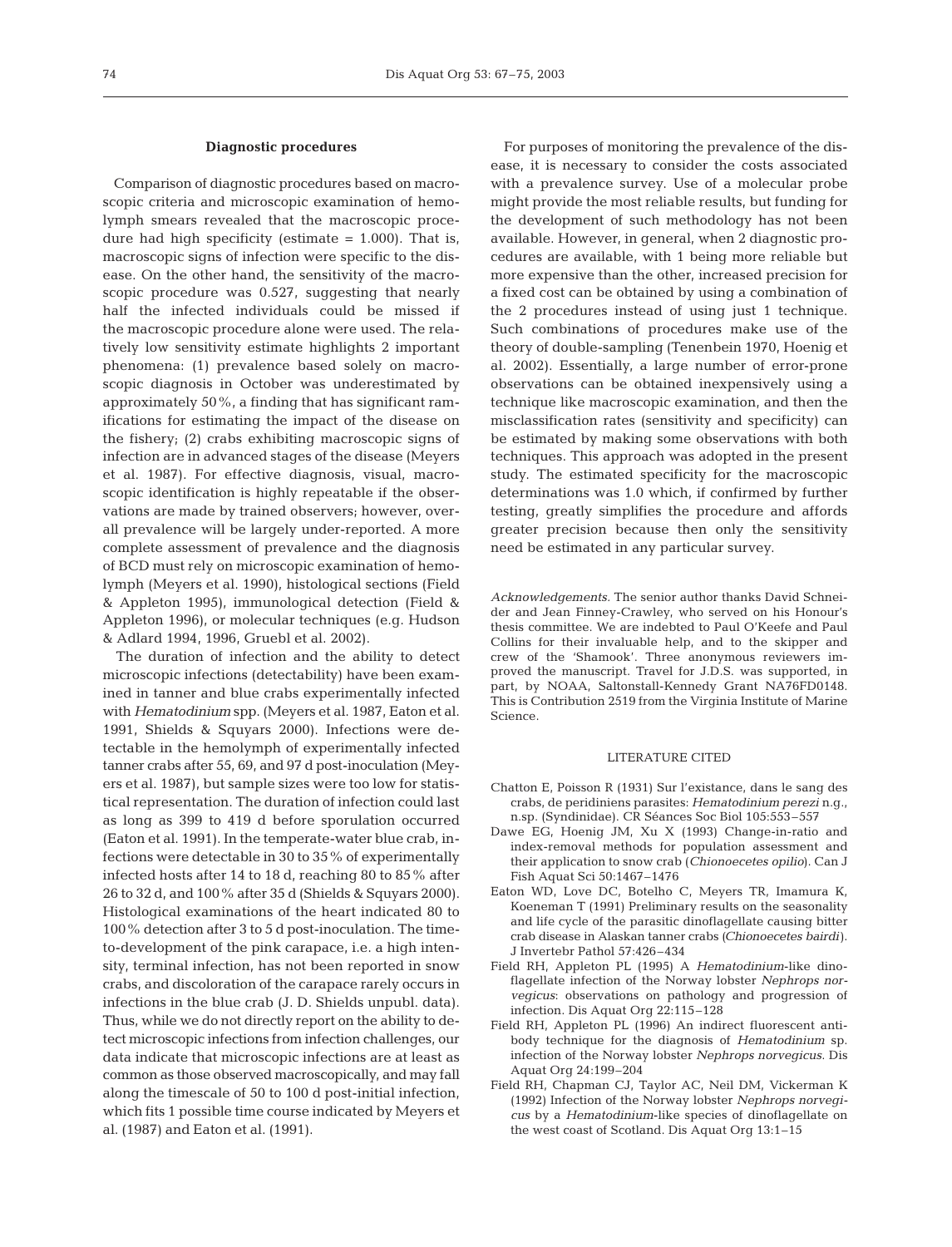### Diagnostic procedures

Comparison of diagnostic procedures based on macroscopic criteria and microscopic examination of hemolymph smears revealed that the macroscopic procedure had high specificity (estimate = 1.000). That is, macroscopic signs of infection were specific to the disease. On the other hand, the sensitivity of the macroscopic procedure was 0.527, suggesting that nearly half the infected individuals could be missed if the macroscopic procedure alone were used. The relatively low sensitivity estimate highlights 2 important phenomena: (1) prevalence based solely on macroscopic diagnosis in October was underestimated by approximately 50%, a finding that has significant ramifications for estimating the impact of the disease on the fishery; (2) crabs exhibiting macroscopic signs of infection are in advanced stages of the disease (Meyers et al. 1987). For effective diagnosis, visual, macroscopic identification is highly repeatable if the observations are made by trained observers; however, overall prevalence will be largely under-reported. A more complete assessment of prevalence and the diagnosis of BCD must rely on microscopic examination of hemolymph (Meyers et al. 1990), histological sections (Field & Appleton 1995), immunological detection (Field & Appleton 1996), or molecular techniques (e.g. Hudson & Adlard 1994, 1996, Gruebl et al. 2002).

The duration of infection and the ability to detect microscopic infections (detectability) have been examined in tanner and blue crabs experimentally infected with *Hematodinium* spp. (Meyers et al. 1987, Eaton et al. 1991, Shields & Squyars 2000). Infections were detectable in the hemolymph of experimentally infected tanner crabs after 55, 69, and 97 d post-inoculation (Meyers et al. 1987), but sample sizes were too low for statistical representation. The duration of infection could last as long as 399 to 419 d before sporulation occurred (Eaton et al. 1991). In the temperate-water blue crab, infections were detectable in 30 to 35% of experimentally infected hosts after 14 to 18 d, reaching 80 to 85% after 26 to 32 d, and 100% after 35 d (Shields & Squyars 2000). Histological examinations of the heart indicated 80 to 100% detection after 3 to 5 d post-inoculation. The time-to-development of the pink carapace, i.e. a high intensity, terminal infection, has not been reported in snow crabs, and discoloration of the carapace rarely occurs in infections in the blue crab (J. D. Shields unpubl. data). Thus, while we do not directly report on the ability to detect microscopic infections from infection challenges, our data indicate that microscopic infections are at least as common as those observed macroscopically, and may fall along the timescale of 50 to 100 d post-initial infection, which fits 1 possible time course indicated by Meyers et al. (1987) and Eaton et al. (1991).

For purposes of monitoring the prevalence of the disease, it is necessary to consider the costs associated with a prevalence survey. Use of a molecular probe might provide the most reliable results, but funding for the development of such methodology has not been available. However, in general, when 2 diagnostic procedures are available, with 1 being more reliable but more expensive than the other, increased precision for a fixed cost can be obtained by using a combination of the 2 procedures instead of using just 1 technique. Such combinations of procedures make use of the theory of double-sampling (Tenenbein 1970, Hoenig et al. 2002). Essentially, a large number of error-prone observations can be obtained inexpensively using a technique like macroscopic examination, and then the misclassification rates (sensitivity and specificity) can be estimated by making some observations with both techniques. This approach was adopted in the present study. The estimated specificity for the macroscopic determinations was 1.0 which, if confirmed by further testing, greatly simplifies the procedure and affords greater precision because then only the sensitivity need be estimated in any particular survey.

*Acknowledgements.* The senior author thanks David Schneider and Jean Finney-Crawley, who served on his Honour's thesis committee. We are indebted to Paul O'Keefe and Paul Collins for their invaluable help, and to the skipper and crew of the 'Shamook'. Three anonymous reviewers improved the manuscript. Travel for J.D.S. was supported, in part, by NOAA, Saltonstall-Kennedy Grant NA76FD0148. This is Contribution 2519 from the Virginia Institute of Marine Science.

## LITERATURE CITED

- Chatton E, Poisson R (1931) Sur l'existance, dans le sang des crabs, de peridiniens parasites: *Hematodinium perezi* n.g., n.sp. (Syndinidae). CR Séances Soc Biol 105:553–557
- Dawe EG, Hoenig JM, Xu X (1993) Change-in-ratio and index-removal methods for population assessment and their application to snow crab (*Chionoecetes opilio*). Can J Fish Aquat Sci 50:1467–1476
- Eaton WD, Love DC, Botelho C, Meyers TR, Imamura K, Koeneman T (1991) Preliminary results on the seasonality and life cycle of the parasitic dinoflagellate causing bitter crab disease in Alaskan tanner crabs (*Chionoecetes bairdi*). J Invertebr Pathol 57:426–434
- Field RH, Appleton PL (1995) A *Hematodinium*-like dinoflagellate infection of the Norway lobster *Nephrops norvegicus*: observations on pathology and progression of infection. Dis Aquat Org 22:115–128
- Field RH, Appleton PL (1996) An indirect fluorescent antibody technique for the diagnosis of *Hematodinium* sp. infection of the Norway lobster *Nephrops norvegicus*. Dis Aquat Org 24:199–204
- Field RH, Chapman CJ, Taylor AC, Neil DM, Vickerman K (1992) Infection of the Norway lobster *Nephrops norvegicus* by a *Hematodinium*-like species of dinoflagellate on the west coast of Scotland. Dis Aquat Org 13:1–15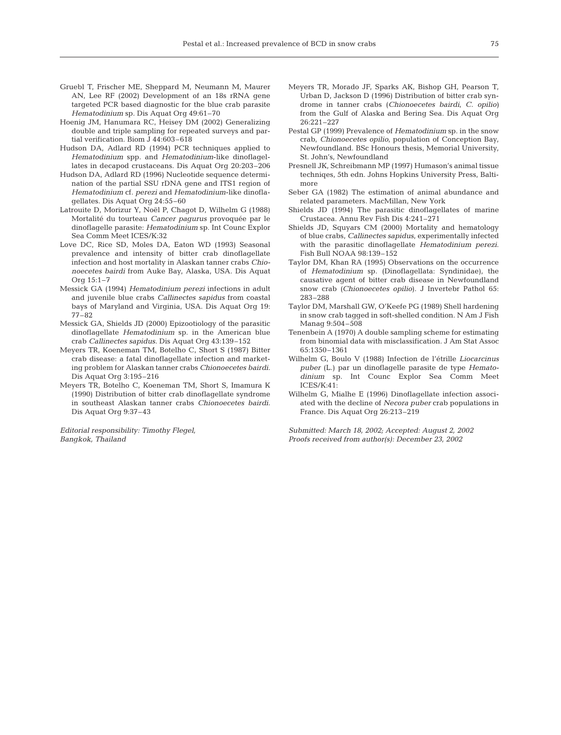Gruebl T, Frischer ME, Sheppard M, Neumann M, Maurer AN, Lee RF (2002) Development of an 18s rRNA gene targeted PCR based diagnostic for the blue crab parasite *Hematodinium* sp. Dis Aquat Org 49:61–70

Hoenig JM, Hanumara RC, Heisey DM (2002) Generalizing double and triple sampling for repeated surveys and partial verification. Biom J 44:603–618

Hudson DA, Adlard RD (1994) PCR techniques applied to *Hematodinium* spp. and *Hematodinium*-like dinoflagellates in decapod crustaceans. Dis Aquat Org 20:203–206

Hudson DA, Adlard RD (1996) Nucleotide sequence determination of the partial SSU rDNA gene and ITS1 region of *Hematodinium* cf. *perezi* and *Hematodinium*-like dinoflagellates. Dis Aquat Org 24:55–60

Latrouite D, Morizur Y, Noël P, Chagot D, Wilhelm G (1988) Mortalité du tourteau *Cancer pagurus* provoquée par le dinoflagelle parasite: *Hematodinium* sp. Int Counc Explor Sea Comm Meet ICES/K:32

Love DC, Rice SD, Moles DA, Eaton WD (1993) Seasonal prevalence and intensity of bitter crab dinoflagellate infection and host mortality in Alaskan tanner crabs *Chionoecetes bairdi* from Auke Bay, Alaska, USA. Dis Aquat Org 15:1–7

Messick GA (1994) *Hematodinium perezi* infections in adult and juvenile blue crabs *Callinectes sapidus* from coastal bays of Maryland and Virginia, USA. Dis Aquat Org 19: 77–82

Messick GA, Shields JD (2000) Epizootiology of the parasitic dinoflagellate *Hematodinium* sp. in the American blue crab *Callinectes sapidus*. Dis Aquat Org 43:139–152

Meyers TR, Koeneman TM, Botelho C, Short S (1987) Bitter crab disease: a fatal dinoflagellate infection and marketing problem for Alaskan tanner crabs *Chionoecetes bairdi*. Dis Aquat Org 3:195–216

Meyers TR, Botelho C, Koeneman TM, Short S, Imamura K (1990) Distribution of bitter crab dinoflagellate syndrome in southeast Alaskan tanner crabs *Chionoecetes bairdi*. Dis Aquat Org 9:37–43

Meyers TR, Morado JF, Sparks AK, Bishop GH, Pearson T, Urban D, Jackson D (1996) Distribution of bitter crab syndrome in tanner crabs (*Chionoecetes bairdi*, *C. opilio*) from the Gulf of Alaska and Bering Sea. Dis Aquat Org 26:221–227

Pestal GP (1999) Prevalence of *Hematodinium* sp. in the snow crab, *Chionoecetes opilio*, population of Conception Bay, Newfoundland. BSc Honours thesis, Memorial University, St. John's, Newfoundland

Presnell JK, Schreibmann MP (1997) Humason's animal tissue techniqes, 5th edn. Johns Hopkins University Press, Baltimore

Seber GA (1982) The estimation of animal abundance and related parameters. MacMillan, New York

Shields JD (1994) The parasitic dinoflagellates of marine Crustacea. Annu Rev Fish Dis 4:241–271

Shields JD, Squyars CM (2000) Mortality and hematology of blue crabs, *Callinectes sapidus*, experimentally infected with the parasitic dinoflagellate *Hematodinium perezi*. Fish Bull NOAA 98:139–152

Taylor DM, Khan RA (1995) Observations on the occurrence of *Hematodinium* sp. (Dinoflagellata: Syndinidae), the causative agent of bitter crab disease in Newfoundland snow crab (*Chionoecetes opilio*). J Invertebr Pathol 65: 283–288

Taylor DM, Marshall GW, O'Keefe PG (1989) Shell hardening in snow crab tagged in soft-shelled condition. N Am J Fish Manag 9:504–508

Tenenbein A (1970) A double sampling scheme for estimating from binomial data with misclassification. J Am Stat Assoc 65:1350–1361

Wilhelm G, Boulo V (1988) Infection de l'étrille *Liocarcinus puber* (L.) par un dinoflagelle parasite de type *Hematodinium* sp. Int Counc Explor Sea Comm Meet ICES/K:41:

Wilhelm G, Mialhe E (1996) Dinoflagellate infection associated with the decline of *Necora puber* crab populations in France. Dis Aquat Org 26:213–219

*Editorial responsibility: Timothy Flegel, Bangkok, Thailand*

*Submitted: March 18, 2002; Accepted: August 2, 2002*
*Proofs received from author(s): December 23, 2002*